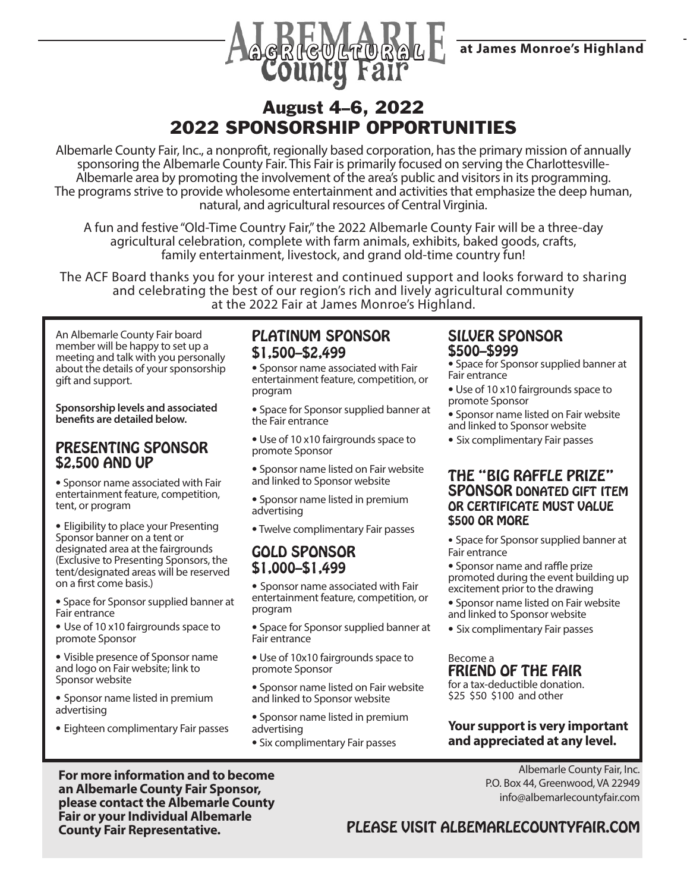# ALBEMARLE Agricultural County Fair

**at James Monroe's Highland**

## August 4–6, 2022
## 2022 SPONSORSHIP OPPORTUNITIES

Albemarle County Fair, Inc., a nonprofit, regionally based corporation, has the primary mission of annually sponsoring the Albemarle County Fair. This Fair is primarily focused on serving the Charlottesville-Albemarle area by promoting the involvement of the area's public and visitors in its programming. The programs strive to provide wholesome entertainment and activities that emphasize the deep human, natural, and agricultural resources of Central Virginia.

A fun and festive "Old-Time Country Fair," the 2022 Albemarle County Fair will be a three-day agricultural celebration, complete with farm animals, exhibits, baked goods, crafts, family entertainment, livestock, and grand old-time country fun!

The ACF Board thanks you for your interest and continued support and looks forward to sharing and celebrating the best of our region's rich and lively agricultural community at the 2022 Fair at James Monroe's Highland.

An Albemarle County Fair board member will be happy to set up a meeting and talk with you personally about the details of your sponsorship gift and support.

**Sponsorship levels and associated benefits are detailed below.**

### PRESENTING SPONSOR $2,500 AND UP

- Sponsor name associated with Fair entertainment feature, competition, tent, or program
- Eligibility to place your Presenting Sponsor banner on a tent or designated area at the fairgrounds (Exclusive to Presenting Sponsors, the tent/designated areas will be reserved on a first come basis.)
- Space for Sponsor supplied banner at Fair entrance
- Use of 10 x10 fairgrounds space to promote Sponsor
- Visible presence of Sponsor name and logo on Fair website; link to Sponsor website
- Sponsor name listed in premium advertising
- Eighteen complimentary Fair passes

### PLATINUM SPONSOR $1,500–$2,499

- Sponsor name associated with Fair entertainment feature, competition, or program
- Space for Sponsor supplied banner at the Fair entrance
- Use of 10 x10 fairgrounds space to promote Sponsor
- Sponsor name listed on Fair website and linked to Sponsor website
- Sponsor name listed in premium advertising
- Twelve complimentary Fair passes

### GOLD SPONSOR $1,000–$1,499

- Sponsor name associated with Fair entertainment feature, competition, or program
- Space for Sponsor supplied banner at Fair entrance
- Use of 10x10 fairgrounds space to promote Sponsor
- Sponsor name listed on Fair website and linked to Sponsor website
- Sponsor name listed in premium advertising
- Six complimentary Fair passes

### SILVER SPONSOR $500–$999

- Space for Sponsor supplied banner at Fair entrance
- Use of 10 x10 fairgrounds space to promote Sponsor
- Sponsor name listed on Fair website and linked to Sponsor website
- Six complimentary Fair passes

### THE "BIG RAFFLE PRIZE" SPONSOR DONATED GIFT ITEM OR CERTIFICATE MUST VALUE $500 OR MORE

- Space for Sponsor supplied banner at Fair entrance
- Sponsor name and raffle prize promoted during the event building up excitement prior to the drawing
- Sponsor name listed on Fair website and linked to Sponsor website
- Six complimentary Fair passes

Become a

### FRIEND OF THE FAIR

for a tax-deductible donation.
$25 $50 $100 and other

**Your support is very important and appreciated at any level.**

**For more information and to become an Albemarle County Fair Sponsor, please contact the Albemarle County Fair or your Individual Albemarle County Fair Representative.**

Albemarle County Fair, Inc.
P.O. Box 44, Greenwood, VA 22949
info@albemarlecountyfair.com

PLEASE VISIT ALBEMARLECOUNTYFAIR.COM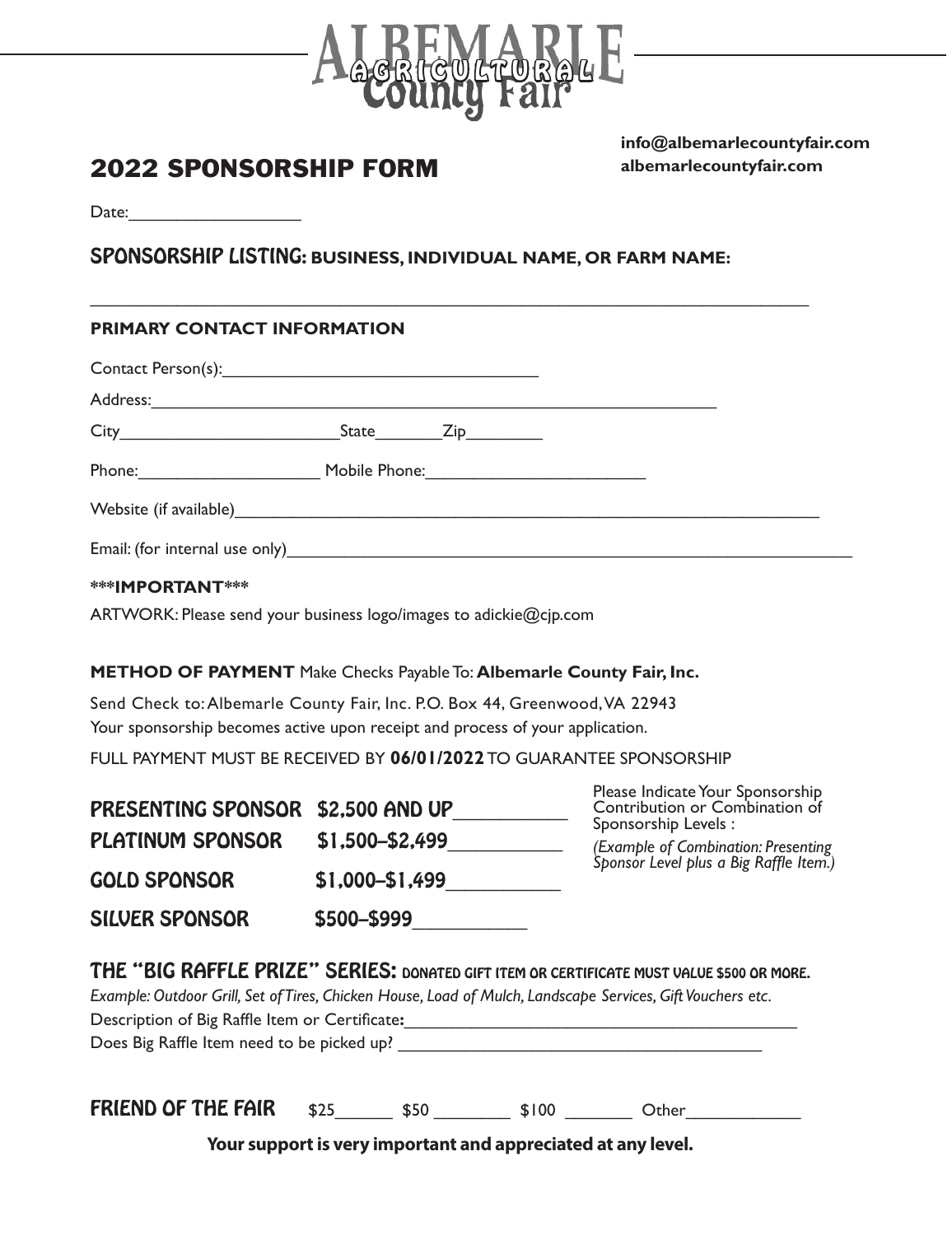# ALBEMARLE AGRICULTURAL County Fair

## 2022 SPONSORSHIP FORM

**info@albemarlecountyfair.com**
**albemarlecountyfair.com**

Date:___________________

### SPONSORSHIP LISTING: BUSINESS, INDIVIDUAL NAME, OR FARM NAME:

_______________________________________________________________________________

**PRIMARY CONTACT INFORMATION**

Contact Person(s):__________________________________

Address:_____________________________________________________________

City________________________State_______Zip________

Phone:____________________ Mobile Phone:________________________

Website (if available)_____________________________________________________________

Email: (for internal use only)_____________________________________________________________

**\*\*\*IMPORTANT\*\*\***

ARTWORK: Please send your business logo/images to adickie@cjp.com

**METHOD OF PAYMENT** Make Checks Payable To: **Albemarle County Fair, Inc.**

Send Check to: Albemarle County Fair, Inc. P.O. Box 44, Greenwood, VA 22943

Your sponsorship becomes active upon receipt and process of your application.

FULL PAYMENT MUST BE RECEIVED BY **06/01/2022** TO GUARANTEE SPONSORSHIP

Please Indicate Your Sponsorship Contribution or Combination of Sponsorship Levels :

*(Example of Combination: Presenting Sponsor Level plus a Big Raffle Item.)*

PRESENTING SPONSOR $2,500 AND UP___________

PLATINUM SPONSOR $1,500–$2,499___________

GOLD SPONSOR $1,000–$1,499___________

SILVER SPONSOR $500–$999___________

### THE "BIG RAFFLE PRIZE" SERIES: DONATED GIFT ITEM OR CERTIFICATE MUST VALUE $500 OR MORE.

*Example: Outdoor Grill, Set of Tires, Chicken House, Load of Mulch, Landscape Services, Gift Vouchers etc.*

Description of Big Raffle Item or Certificate**:**___________________________________________

Does Big Raffle Item need to be picked up? ________________________________________

FRIEND OF THE FAIR $25______ $50 ________ $100 _______ Other____________

**Your support is very important and appreciated at any level.**